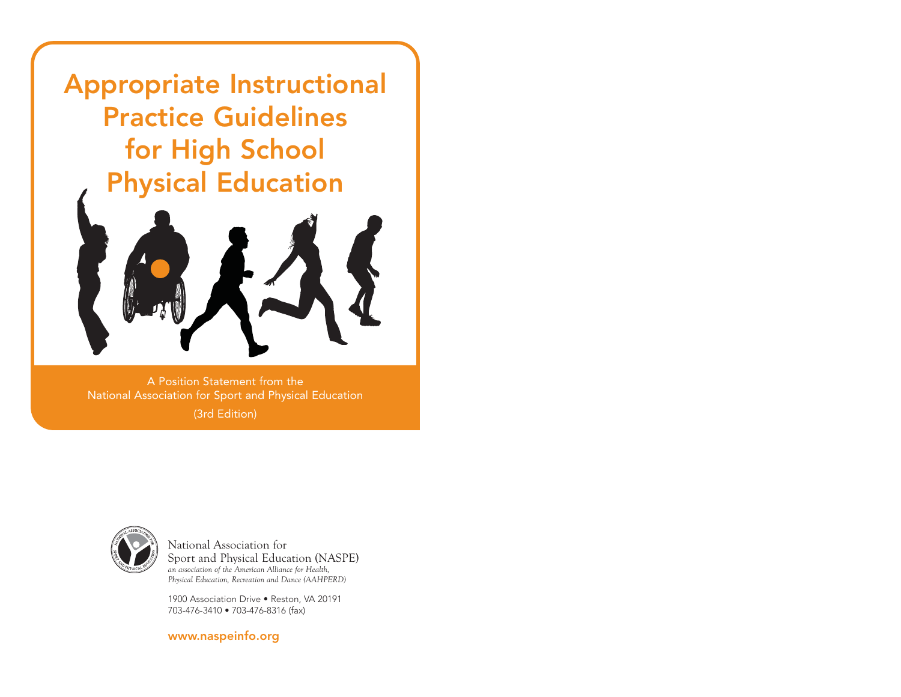# Appropriate Instructional Practice Guidelines for High School Physical Education

A Position Statement from the National Association for Sport and Physical Education

(3rd Edition)

National Association for
Sport and Physical Education (NASPE)
*an association of the American Alliance for Health, Physical Education, Recreation and Dance (AAHPERD)*

1900 Association Drive • Reston, VA 20191
703-476-3410 • 703-476-8316 (fax)

www.naspeinfo.org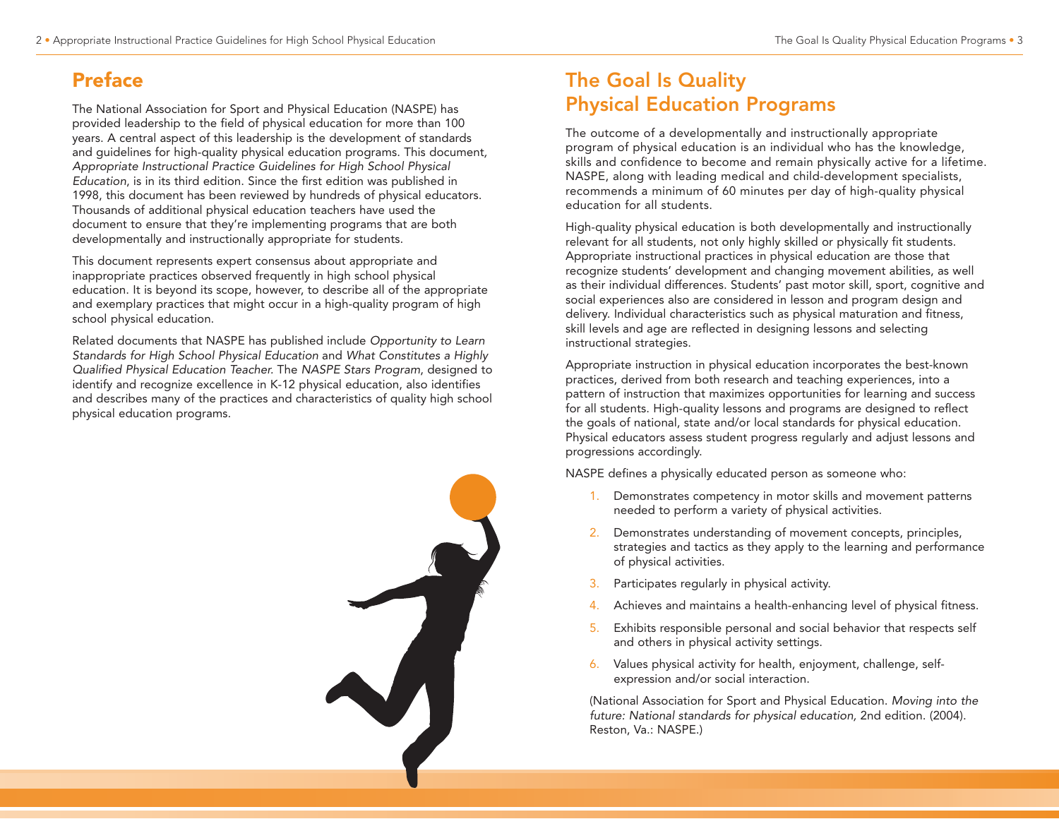## Preface

The National Association for Sport and Physical Education (NASPE) has provided leadership to the field of physical education for more than 100 years. A central aspect of this leadership is the development of standards and guidelines for high-quality physical education programs. This document, *Appropriate Instructional Practice Guidelines for High School Physical Education*, is in its third edition. Since the first edition was published in 1998, this document has been reviewed by hundreds of physical educators. Thousands of additional physical education teachers have used the document to ensure that they're implementing programs that are both developmentally and instructionally appropriate for students.

This document represents expert consensus about appropriate and inappropriate practices observed frequently in high school physical education. It is beyond its scope, however, to describe all of the appropriate and exemplary practices that might occur in a high-quality program of high school physical education.

Related documents that NASPE has published include *Opportunity to Learn Standards for High School Physical Education* and *What Constitutes a Highly Qualified Physical Education Teacher.* The *NASPE Stars Program*, designed to identify and recognize excellence in K-12 physical education, also identifies and describes many of the practices and characteristics of quality high school physical education programs.

## The Goal Is Quality Physical Education Programs

The outcome of a developmentally and instructionally appropriate program of physical education is an individual who has the knowledge, skills and confidence to become and remain physically active for a lifetime. NASPE, along with leading medical and child-development specialists, recommends a minimum of 60 minutes per day of high-quality physical education for all students.

High-quality physical education is both developmentally and instructionally relevant for all students, not only highly skilled or physically fit students. Appropriate instructional practices in physical education are those that recognize students' development and changing movement abilities, as well as their individual differences. Students' past motor skill, sport, cognitive and social experiences also are considered in lesson and program design and delivery. Individual characteristics such as physical maturation and fitness, skill levels and age are reflected in designing lessons and selecting instructional strategies.

Appropriate instruction in physical education incorporates the best-known practices, derived from both research and teaching experiences, into a pattern of instruction that maximizes opportunities for learning and success for all students. High-quality lessons and programs are designed to reflect the goals of national, state and/or local standards for physical education. Physical educators assess student progress regularly and adjust lessons and progressions accordingly.

NASPE defines a physically educated person as someone who:

1. Demonstrates competency in motor skills and movement patterns needed to perform a variety of physical activities.
2. Demonstrates understanding of movement concepts, principles, strategies and tactics as they apply to the learning and performance of physical activities.
3. Participates regularly in physical activity.
4. Achieves and maintains a health-enhancing level of physical fitness.
5. Exhibits responsible personal and social behavior that respects self and others in physical activity settings.
6. Values physical activity for health, enjoyment, challenge, self-expression and/or social interaction.

(National Association for Sport and Physical Education. *Moving into the future: National standards for physical education,* 2nd edition. (2004). Reston, Va.: NASPE.)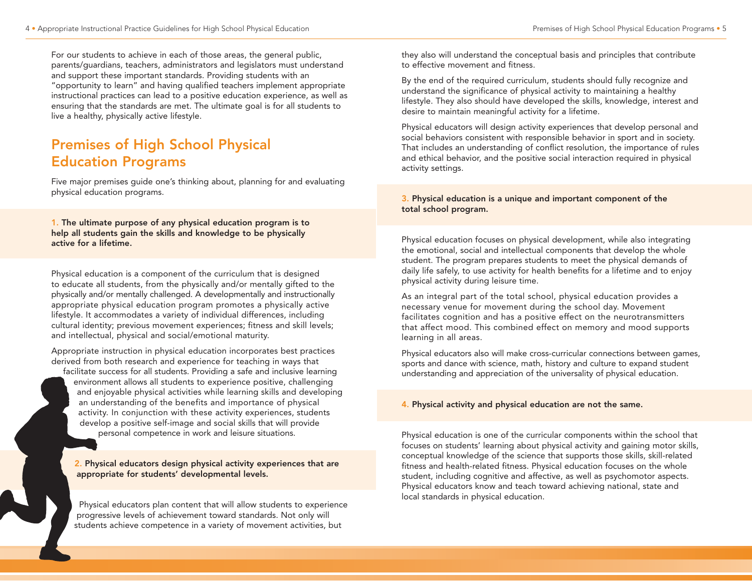For our students to achieve in each of those areas, the general public, parents/guardians, teachers, administrators and legislators must understand and support these important standards. Providing students with an "opportunity to learn" and having qualified teachers implement appropriate instructional practices can lead to a positive education experience, as well as ensuring that the standards are met. The ultimate goal is for all students to live a healthy, physically active lifestyle.

## Premises of High School Physical Education Programs

Five major premises guide one's thinking about, planning for and evaluating physical education programs.

**1. The ultimate purpose of any physical education program is to help all students gain the skills and knowledge to be physically active for a lifetime.**

Physical education is a component of the curriculum that is designed to educate all students, from the physically and/or mentally gifted to the physically and/or mentally challenged. A developmentally and instructionally appropriate physical education program promotes a physically active lifestyle. It accommodates a variety of individual differences, including cultural identity; previous movement experiences; fitness and skill levels; and intellectual, physical and social/emotional maturity.

Appropriate instruction in physical education incorporates best practices derived from both research and experience for teaching in ways that facilitate success for all students. Providing a safe and inclusive learning environment allows all students to experience positive, challenging and enjoyable physical activities while learning skills and developing an understanding of the benefits and importance of physical activity. In conjunction with these activity experiences, students develop a positive self-image and social skills that will provide personal competence in work and leisure situations.

**2. Physical educators design physical activity experiences that are appropriate for students' developmental levels.**

Physical educators plan content that will allow students to experience progressive levels of achievement toward standards. Not only will students achieve competence in a variety of movement activities, but they also will understand the conceptual basis and principles that contribute to effective movement and fitness.

By the end of the required curriculum, students should fully recognize and understand the significance of physical activity to maintaining a healthy lifestyle. They also should have developed the skills, knowledge, interest and desire to maintain meaningful activity for a lifetime.

Physical educators will design activity experiences that develop personal and social behaviors consistent with responsible behavior in sport and in society. That includes an understanding of conflict resolution, the importance of rules and ethical behavior, and the positive social interaction required in physical activity settings.

**3. Physical education is a unique and important component of the total school program.**

Physical education focuses on physical development, while also integrating the emotional, social and intellectual components that develop the whole student. The program prepares students to meet the physical demands of daily life safely, to use activity for health benefits for a lifetime and to enjoy physical activity during leisure time.

As an integral part of the total school, physical education provides a necessary venue for movement during the school day. Movement facilitates cognition and has a positive effect on the neurotransmitters that affect mood. This combined effect on memory and mood supports learning in all areas.

Physical educators also will make cross-curricular connections between games, sports and dance with science, math, history and culture to expand student understanding and appreciation of the universality of physical education.

**4. Physical activity and physical education are not the same.**

Physical education is one of the curricular components within the school that focuses on students' learning about physical activity and gaining motor skills, conceptual knowledge of the science that supports those skills, skill-related fitness and health-related fitness. Physical education focuses on the whole student, including cognitive and affective, as well as psychomotor aspects. Physical educators know and teach toward achieving national, state and local standards in physical education.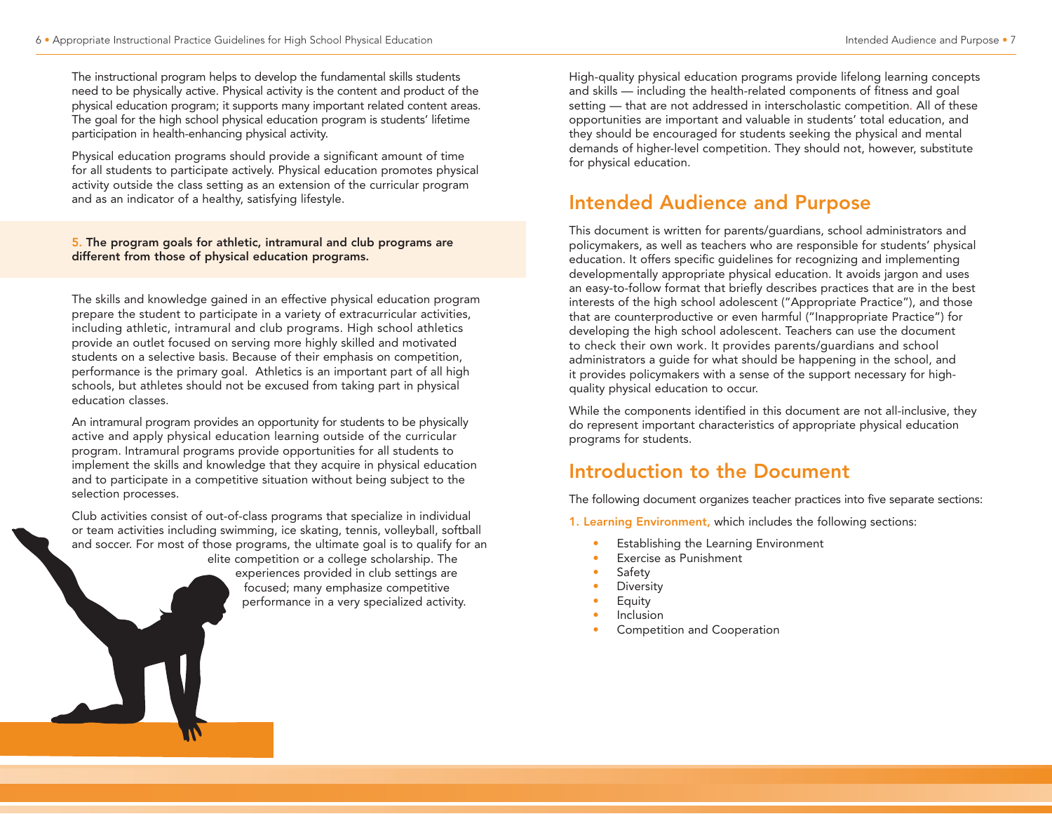The instructional program helps to develop the fundamental skills students need to be physically active. Physical activity is the content and product of the physical education program; it supports many important related content areas. The goal for the high school physical education program is students' lifetime participation in health-enhancing physical activity.

Physical education programs should provide a significant amount of time for all students to participate actively. Physical education promotes physical activity outside the class setting as an extension of the curricular program and as an indicator of a healthy, satisfying lifestyle.

**5. The program goals for athletic, intramural and club programs are different from those of physical education programs.**

The skills and knowledge gained in an effective physical education program prepare the student to participate in a variety of extracurricular activities, including athletic, intramural and club programs. High school athletics provide an outlet focused on serving more highly skilled and motivated students on a selective basis. Because of their emphasis on competition, performance is the primary goal. Athletics is an important part of all high schools, but athletes should not be excused from taking part in physical education classes.

An intramural program provides an opportunity for students to be physically active and apply physical education learning outside of the curricular program. Intramural programs provide opportunities for all students to implement the skills and knowledge that they acquire in physical education and to participate in a competitive situation without being subject to the selection processes.

Club activities consist of out-of-class programs that specialize in individual or team activities including swimming, ice skating, tennis, volleyball, softball and soccer. For most of those programs, the ultimate goal is to qualify for an elite competition or a college scholarship. The experiences provided in club settings are focused; many emphasize competitive performance in a very specialized activity.

High-quality physical education programs provide lifelong learning concepts and skills — including the health-related components of fitness and goal setting — that are not addressed in interscholastic competition. All of these opportunities are important and valuable in students' total education, and they should be encouraged for students seeking the physical and mental demands of higher-level competition. They should not, however, substitute for physical education.

## Intended Audience and Purpose

This document is written for parents/guardians, school administrators and policymakers, as well as teachers who are responsible for students' physical education. It offers specific guidelines for recognizing and implementing developmentally appropriate physical education. It avoids jargon and uses an easy-to-follow format that briefly describes practices that are in the best interests of the high school adolescent ("Appropriate Practice"), and those that are counterproductive or even harmful ("Inappropriate Practice") for developing the high school adolescent. Teachers can use the document to check their own work. It provides parents/guardians and school administrators a guide for what should be happening in the school, and it provides policymakers with a sense of the support necessary for high-quality physical education to occur.

While the components identified in this document are not all-inclusive, they do represent important characteristics of appropriate physical education programs for students.

## Introduction to the Document

The following document organizes teacher practices into five separate sections:

1. **Learning Environment,** which includes the following sections:
    - Establishing the Learning Environment
    - Exercise as Punishment
    - Safety
    - Diversity
    - Equity
    - Inclusion
    - Competition and Cooperation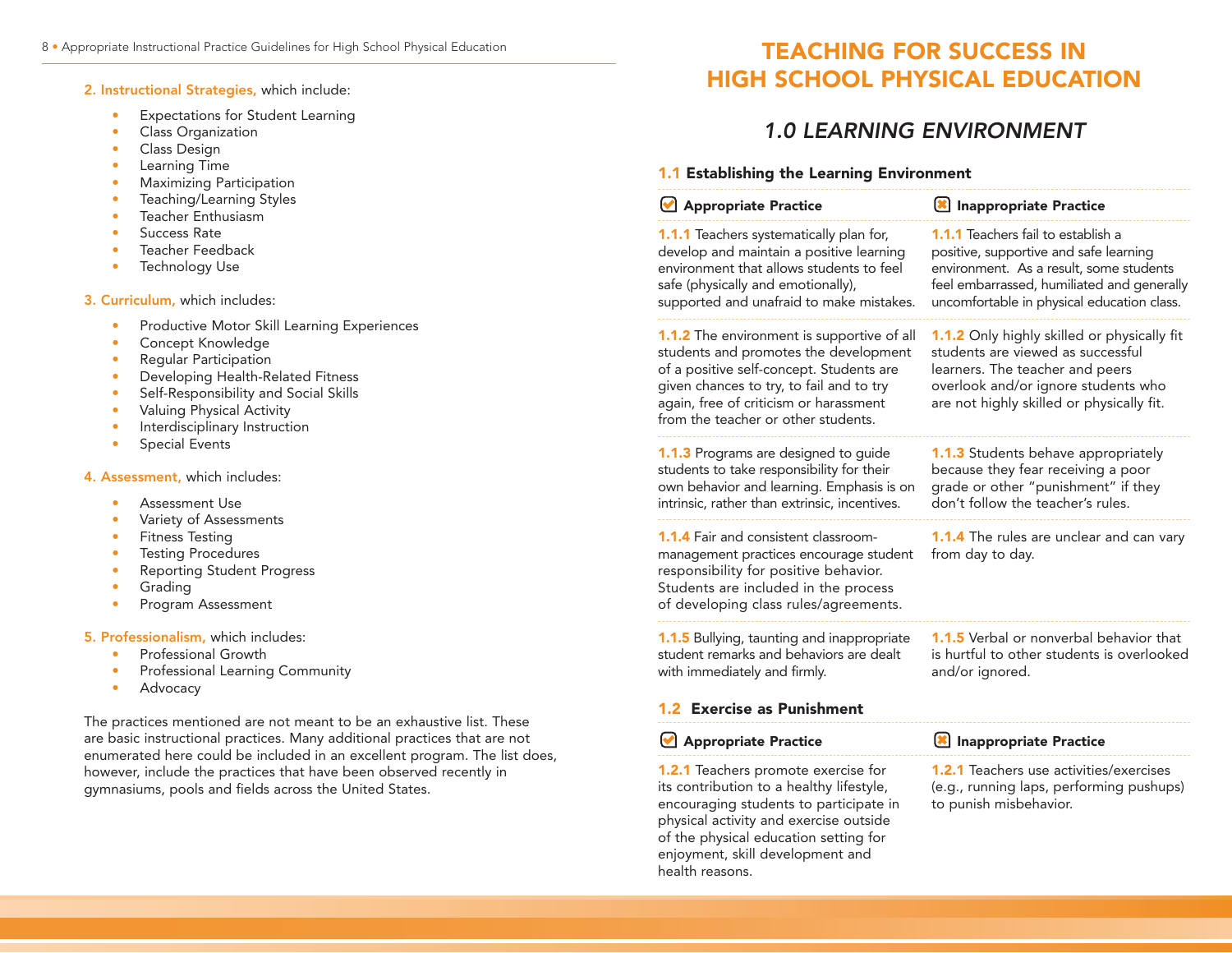**2. Instructional Strategies,** which include:

- Expectations for Student Learning
- Class Organization
- Class Design
- Learning Time
- Maximizing Participation
- Teaching/Learning Styles
- Teacher Enthusiasm
- Success Rate
- Teacher Feedback
- Technology Use

**3. Curriculum,** which includes:

- Productive Motor Skill Learning Experiences
- Concept Knowledge
- Regular Participation
- Developing Health-Related Fitness
- Self-Responsibility and Social Skills
- Valuing Physical Activity
- Interdisciplinary Instruction
- Special Events

**4. Assessment,** which includes:

- Assessment Use
- Variety of Assessments
- Fitness Testing
- Testing Procedures
- Reporting Student Progress
- Grading
- Program Assessment

**5. Professionalism,** which includes:

- Professional Growth
- Professional Learning Community
- Advocacy

The practices mentioned are not meant to be an exhaustive list. These are basic instructional practices. Many additional practices that are not enumerated here could be included in an excellent program. The list does, however, include the practices that have been observed recently in gymnasiums, pools and fields across the United States.

# TEACHING FOR SUCCESS IN HIGH SCHOOL PHYSICAL EDUCATION

## *1.0 LEARNING ENVIRONMENT*

### 1.1 Establishing the Learning Environment

| Appropriate Practice | Inappropriate Practice |
|---|---|
| **1.1.1** Teachers systematically plan for, develop and maintain a positive learning environment that allows students to feel safe (physically and emotionally), supported and unafraid to make mistakes. | **1.1.1** Teachers fail to establish a positive, supportive and safe learning environment. As a result, some students feel embarrassed, humiliated and generally uncomfortable in physical education class. |
| **1.1.2** The environment is supportive of all students and promotes the development of a positive self-concept. Students are given chances to try, to fail and to try again, free of criticism or harassment from the teacher or other students. | **1.1.2** Only highly skilled or physically fit students are viewed as successful learners. The teacher and peers overlook and/or ignore students who are not highly skilled or physically fit. |
| **1.1.3** Programs are designed to guide students to take responsibility for their own behavior and learning. Emphasis is on intrinsic, rather than extrinsic, incentives. | **1.1.3** Students behave appropriately because they fear receiving a poor grade or other "punishment" if they don't follow the teacher's rules. |
| **1.1.4** Fair and consistent classroom-management practices encourage student responsibility for positive behavior. Students are included in the process of developing class rules/agreements. | **1.1.4** The rules are unclear and can vary from day to day. |
| **1.1.5** Bullying, taunting and inappropriate student remarks and behaviors are dealt with immediately and firmly. | **1.1.5** Verbal or nonverbal behavior that is hurtful to other students is overlooked and/or ignored. |

### 1.2 Exercise as Punishment

| Appropriate Practice | Inappropriate Practice |
|---|---|
| **1.2.1** Teachers promote exercise for its contribution to a healthy lifestyle, encouraging students to participate in physical activity and exercise outside of the physical education setting for enjoyment, skill development and health reasons. | **1.2.1** Teachers use activities/exercises (e.g., running laps, performing pushups) to punish misbehavior. |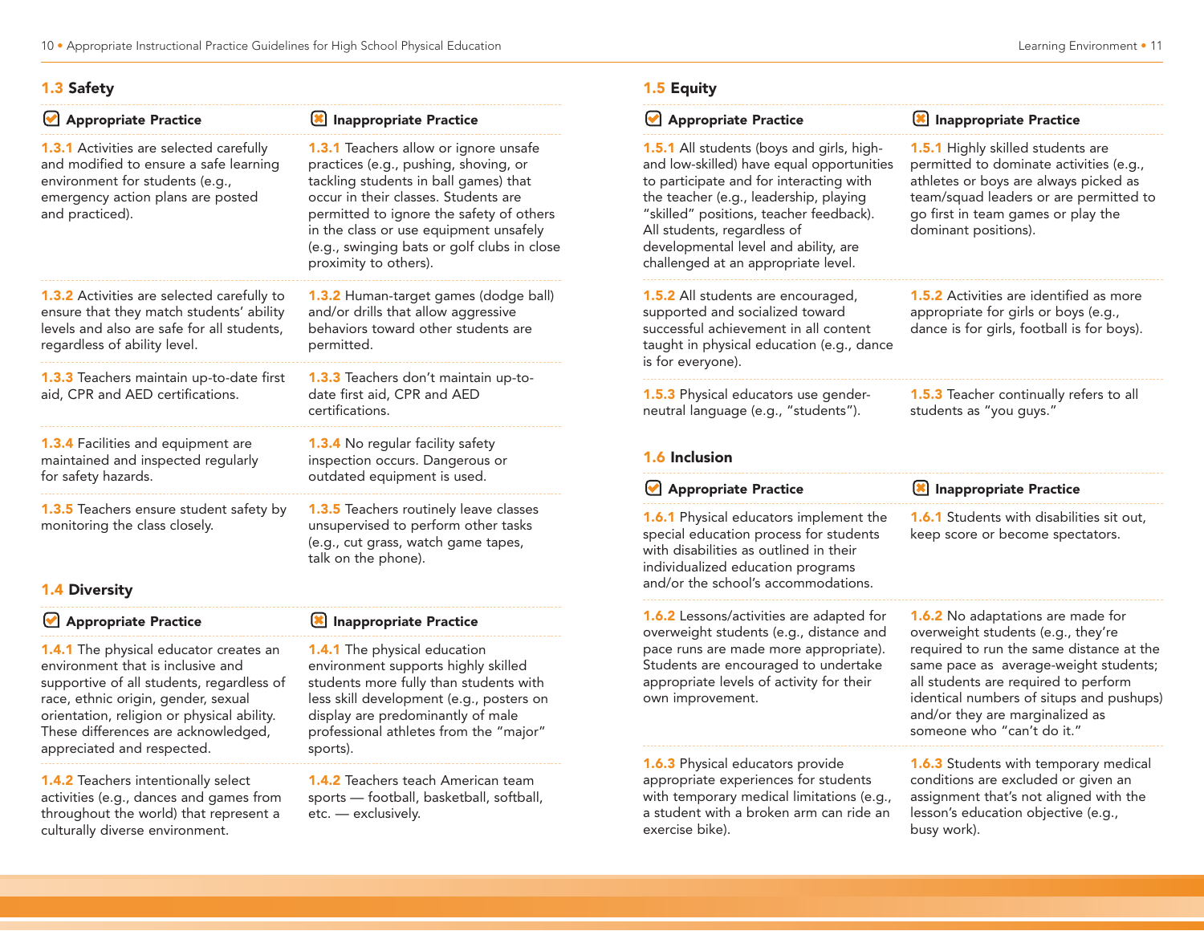## 1.3 Safety

| Appropriate Practice | Inappropriate Practice |
|---|---|
| **1.3.1** Activities are selected carefully and modified to ensure a safe learning environment for students (e.g., emergency action plans are posted and practiced). | **1.3.1** Teachers allow or ignore unsafe practices (e.g., pushing, shoving, or tackling students in ball games) that occur in their classes. Students are permitted to ignore the safety of others in the class or use equipment unsafely (e.g., swinging bats or golf clubs in close proximity to others). |
| **1.3.2** Activities are selected carefully to ensure that they match students' ability levels and also are safe for all students, regardless of ability level. | **1.3.2** Human-target games (dodge ball) and/or drills that allow aggressive behaviors toward other students are permitted. |
| **1.3.3** Teachers maintain up-to-date first aid, CPR and AED certifications. | **1.3.3** Teachers don't maintain up-to-date first aid, CPR and AED certifications. |
| **1.3.4** Facilities and equipment are maintained and inspected regularly for safety hazards. | **1.3.4** No regular facility safety inspection occurs. Dangerous or outdated equipment is used. |
| **1.3.5** Teachers ensure student safety by monitoring the class closely. | **1.3.5** Teachers routinely leave classes unsupervised to perform other tasks (e.g., cut grass, watch game tapes, talk on the phone). |

## 1.4 Diversity

| Appropriate Practice | Inappropriate Practice |
|---|---|
| **1.4.1** The physical educator creates an environment that is inclusive and supportive of all students, regardless of race, ethnic origin, gender, sexual orientation, religion or physical ability. These differences are acknowledged, appreciated and respected. | **1.4.1** The physical education environment supports highly skilled students more fully than students with less skill development (e.g., posters on display are predominantly of male professional athletes from the "major" sports). |
| **1.4.2** Teachers intentionally select activities (e.g., dances and games from throughout the world) that represent a culturally diverse environment. | **1.4.2** Teachers teach American team sports — football, basketball, softball, etc. — exclusively. |

## 1.5 Equity

| Appropriate Practice | Inappropriate Practice |
|---|---|
| **1.5.1** All students (boys and girls, high- and low-skilled) have equal opportunities to participate and for interacting with the teacher (e.g., leadership, playing "skilled" positions, teacher feedback). All students, regardless of developmental level and ability, are challenged at an appropriate level. | **1.5.1** Highly skilled students are permitted to dominate activities (e.g., athletes or boys are always picked as team/squad leaders or are permitted to go first in team games or play the dominant positions). |
| **1.5.2** All students are encouraged, supported and socialized toward successful achievement in all content taught in physical education (e.g., dance is for everyone). | **1.5.2** Activities are identified as more appropriate for girls or boys (e.g., dance is for girls, football is for boys). |
| **1.5.3** Physical educators use gender-neutral language (e.g., "students"). | **1.5.3** Teacher continually refers to all students as "you guys." |

## 1.6 Inclusion

| Appropriate Practice | Inappropriate Practice |
|---|---|
| **1.6.1** Physical educators implement the special education process for students with disabilities as outlined in their individualized education programs and/or the school's accommodations. | **1.6.1** Students with disabilities sit out, keep score or become spectators. |
| **1.6.2** Lessons/activities are adapted for overweight students (e.g., distance and pace runs are made more appropriate). Students are encouraged to undertake appropriate levels of activity for their own improvement. | **1.6.2** No adaptations are made for overweight students (e.g., they're required to run the same distance at the same pace as average-weight students; all students are required to perform identical numbers of situps and pushups) and/or they are marginalized as someone who "can't do it." |
| **1.6.3** Physical educators provide appropriate experiences for students with temporary medical limitations (e.g., a student with a broken arm can ride an exercise bike). | **1.6.3** Students with temporary medical conditions are excluded or given an assignment that's not aligned with the lesson's education objective (e.g., busy work). |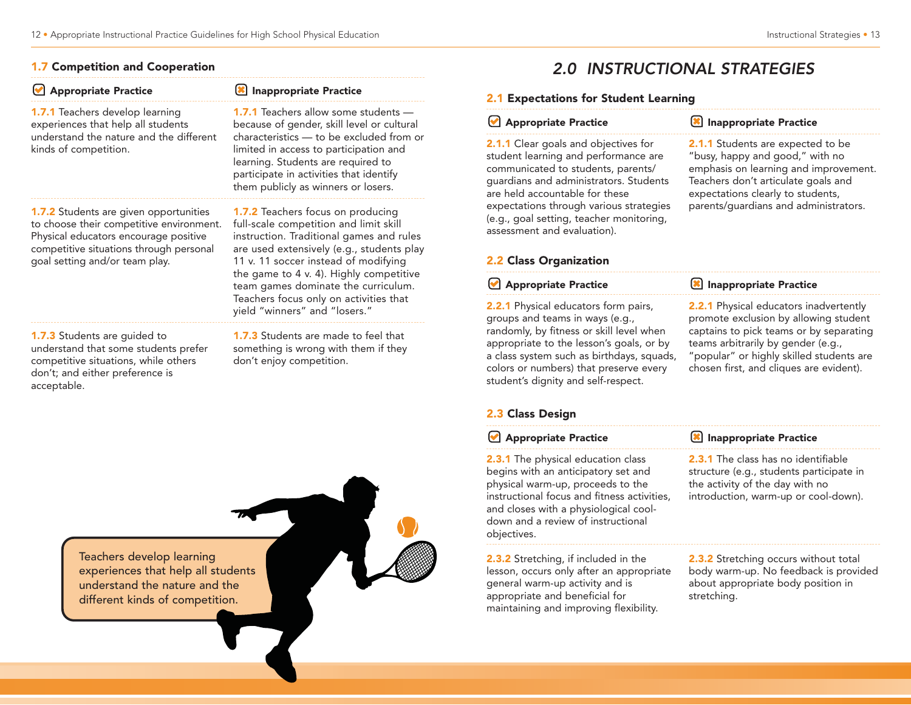## 1.7 Competition and Cooperation

| Appropriate Practice | Inappropriate Practice |
|---|---|
| **1.7.1** Teachers develop learning experiences that help all students understand the nature and the different kinds of competition. | **1.7.1** Teachers allow some students — because of gender, skill level or cultural characteristics — to be excluded from or limited in access to participation and learning. Students are required to participate in activities that identify them publicly as winners or losers. |
| **1.7.2** Students are given opportunities to choose their competitive environment. Physical educators encourage positive competitive situations through personal goal setting and/or team play. | **1.7.2** Teachers focus on producing full-scale competition and limit skill instruction. Traditional games and rules are used extensively (e.g., students play 11 v. 11 soccer instead of modifying the game to 4 v. 4). Highly competitive team games dominate the curriculum. Teachers focus only on activities that yield "winners" and "losers." |
| **1.7.3** Students are guided to understand that some students prefer competitive situations, while others don't; and either preference is acceptable. | **1.7.3** Students are made to feel that something is wrong with them if they don't enjoy competition. |

Teachers develop learning experiences that help all students understand the nature and the different kinds of competition.

# 2.0 INSTRUCTIONAL STRATEGIES

## 2.1 Expectations for Student Learning

| Appropriate Practice | Inappropriate Practice |
|---|---|
| **2.1.1** Clear goals and objectives for student learning and performance are communicated to students, parents/guardians and administrators. Students are held accountable for these expectations through various strategies (e.g., goal setting, teacher monitoring, assessment and evaluation). | **2.1.1** Students are expected to be "busy, happy and good," with no emphasis on learning and improvement. Teachers don't articulate goals and expectations clearly to students, parents/guardians and administrators. |

## 2.2 Class Organization

| Appropriate Practice | Inappropriate Practice |
|---|---|
| **2.2.1** Physical educators form pairs, groups and teams in ways (e.g., randomly, by fitness or skill level when appropriate to the lesson's goals, or by a class system such as birthdays, squads, colors or numbers) that preserve every student's dignity and self-respect. | **2.2.1** Physical educators inadvertently promote exclusion by allowing student captains to pick teams or by separating teams arbitrarily by gender (e.g., "popular" or highly skilled students are chosen first, and cliques are evident). |

## 2.3 Class Design

| Appropriate Practice | Inappropriate Practice |
|---|---|
| **2.3.1** The physical education class begins with an anticipatory set and physical warm-up, proceeds to the instructional focus and fitness activities, and closes with a physiological cool-down and a review of instructional objectives. | **2.3.1** The class has no identifiable structure (e.g., students participate in the activity of the day with no introduction, warm-up or cool-down). |
| **2.3.2** Stretching, if included in the lesson, occurs only after an appropriate general warm-up activity and is appropriate and beneficial for maintaining and improving flexibility. | **2.3.2** Stretching occurs without total body warm-up. No feedback is provided about appropriate body position in stretching. |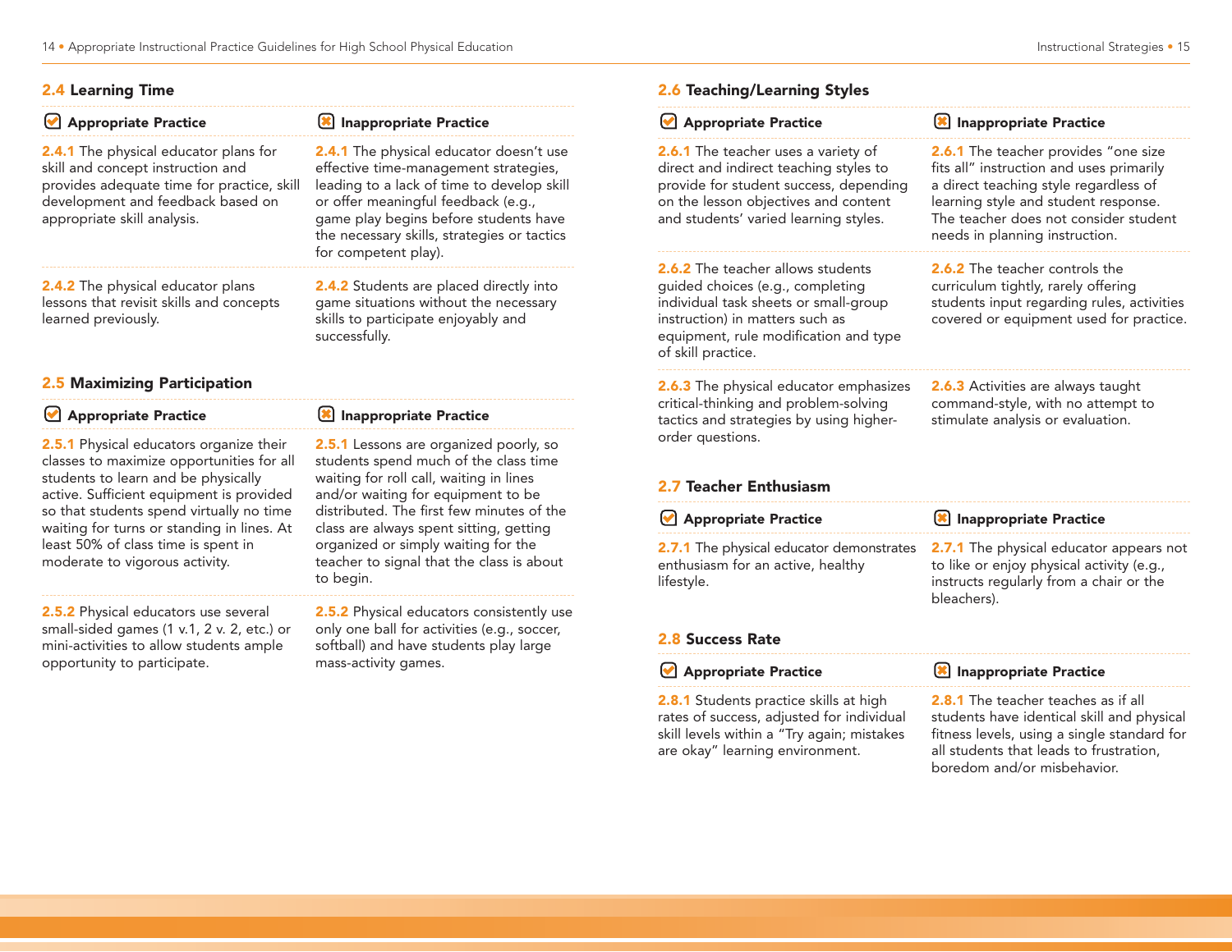## 2.4 Learning Time

| Appropriate Practice | Inappropriate Practice |
|---|---|
| **2.4.1** The physical educator plans for skill and concept instruction and provides adequate time for practice, skill development and feedback based on appropriate skill analysis. | **2.4.1** The physical educator doesn't use effective time-management strategies, leading to a lack of time to develop skill or offer meaningful feedback (e.g., game play begins before students have the necessary skills, strategies or tactics for competent play). |
| **2.4.2** The physical educator plans lessons that revisit skills and concepts learned previously. | **2.4.2** Students are placed directly into game situations without the necessary skills to participate enjoyably and successfully. |

## 2.5 Maximizing Participation

| Appropriate Practice | Inappropriate Practice |
|---|---|
| **2.5.1** Physical educators organize their classes to maximize opportunities for all students to learn and be physically active. Sufficient equipment is provided so that students spend virtually no time waiting for turns or standing in lines. At least 50% of class time is spent in moderate to vigorous activity. | **2.5.1** Lessons are organized poorly, so students spend much of the class time waiting for roll call, waiting in lines and/or waiting for equipment to be distributed. The first few minutes of the class are always spent sitting, getting organized or simply waiting for the teacher to signal that the class is about to begin. |
| **2.5.2** Physical educators use several small-sided games (1 v.1, 2 v. 2, etc.) or mini-activities to allow students ample opportunity to participate. | **2.5.2** Physical educators consistently use only one ball for activities (e.g., soccer, softball) and have students play large mass-activity games. |

## 2.6 Teaching/Learning Styles

| Appropriate Practice | Inappropriate Practice |
|---|---|
| **2.6.1** The teacher uses a variety of direct and indirect teaching styles to provide for student success, depending on the lesson objectives and content and students' varied learning styles. | **2.6.1** The teacher provides "one size fits all" instruction and uses primarily a direct teaching style regardless of learning style and student response. The teacher does not consider student needs in planning instruction. |
| **2.6.2** The teacher allows students guided choices (e.g., completing individual task sheets or small-group instruction) in matters such as equipment, rule modification and type of skill practice. | **2.6.2** The teacher controls the curriculum tightly, rarely offering students input regarding rules, activities covered or equipment used for practice. |
| **2.6.3** The physical educator emphasizes critical-thinking and problem-solving tactics and strategies by using higher-order questions. | **2.6.3** Activities are always taught command-style, with no attempt to stimulate analysis or evaluation. |

## 2.7 Teacher Enthusiasm

| Appropriate Practice | Inappropriate Practice |
|---|---|
| **2.7.1** The physical educator demonstrates enthusiasm for an active, healthy lifestyle. | **2.7.1** The physical educator appears not to like or enjoy physical activity (e.g., instructs regularly from a chair or the bleachers). |

## 2.8 Success Rate

| Appropriate Practice | Inappropriate Practice |
|---|---|
| **2.8.1** Students practice skills at high rates of success, adjusted for individual skill levels within a "Try again; mistakes are okay" learning environment. | **2.8.1** The teacher teaches as if all students have identical skill and physical fitness levels, using a single standard for all students that leads to frustration, boredom and/or misbehavior. |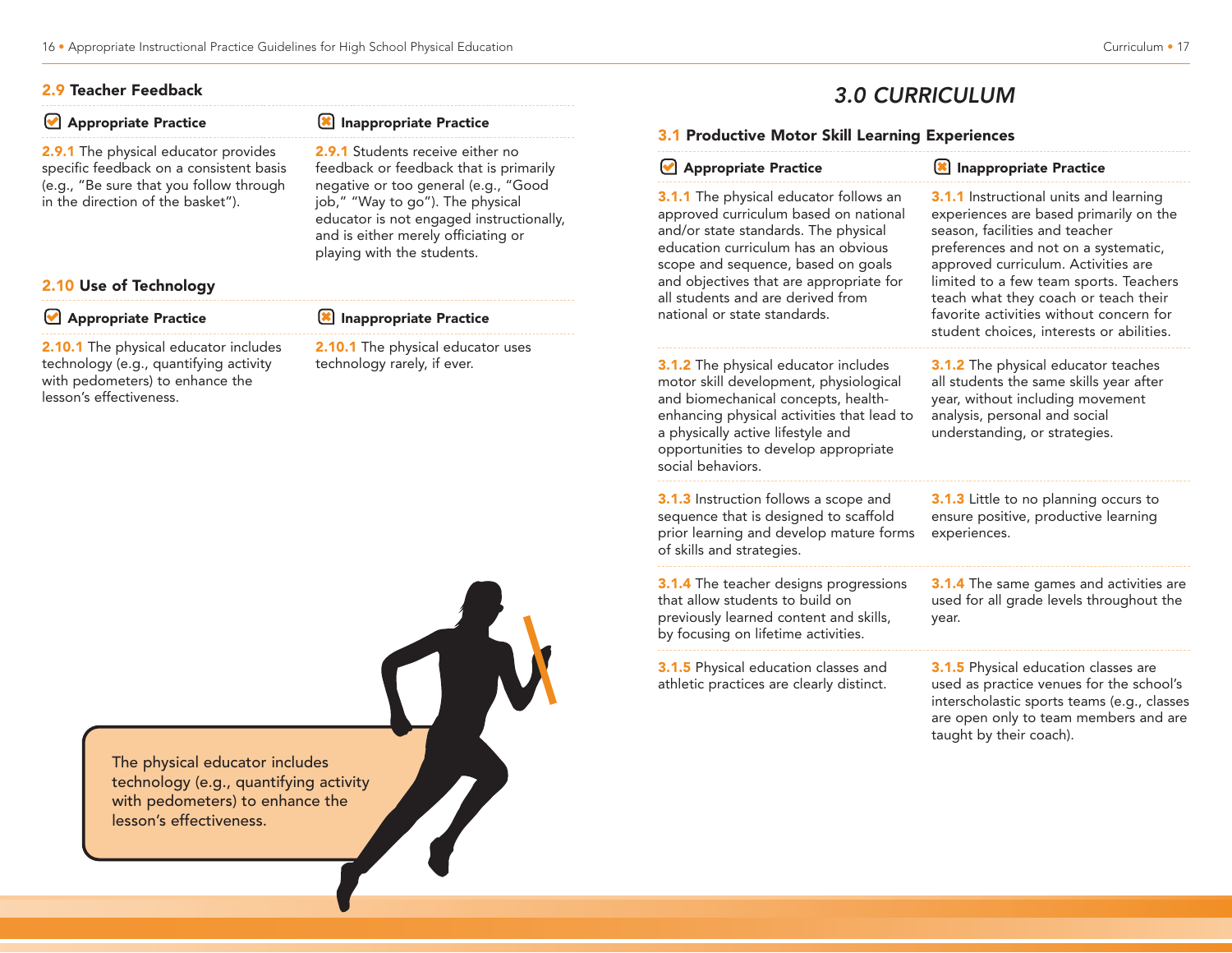### 2.9 Teacher Feedback

| Appropriate Practice | Inappropriate Practice |
|---|---|
| **2.9.1** The physical educator provides specific feedback on a consistent basis (e.g., "Be sure that you follow through in the direction of the basket"). | **2.9.1** Students receive either no feedback or feedback that is primarily negative or too general (e.g., "Good job," "Way to go"). The physical educator is not engaged instructionally, and is either merely officiating or playing with the students. |

### 2.10 Use of Technology

| Appropriate Practice | Inappropriate Practice |
|---|---|
| **2.10.1** The physical educator includes technology (e.g., quantifying activity with pedometers) to enhance the lesson's effectiveness. | **2.10.1** The physical educator uses technology rarely, if ever. |

The physical educator includes technology (e.g., quantifying activity with pedometers) to enhance the lesson's effectiveness.

# 3.0 CURRICULUM

### 3.1 Productive Motor Skill Learning Experiences

| Appropriate Practice | Inappropriate Practice |
|---|---|
| **3.1.1** The physical educator follows an approved curriculum based on national and/or state standards. The physical education curriculum has an obvious scope and sequence, based on goals and objectives that are appropriate for all students and are derived from national or state standards. | **3.1.1** Instructional units and learning experiences are based primarily on the season, facilities and teacher preferences and not on a systematic, approved curriculum. Activities are limited to a few team sports. Teachers teach what they coach or teach their favorite activities without concern for student choices, interests or abilities. |
| **3.1.2** The physical educator includes motor skill development, physiological and biomechanical concepts, health-enhancing physical activities that lead to a physically active lifestyle and opportunities to develop appropriate social behaviors. | **3.1.2** The physical educator teaches all students the same skills year after year, without including movement analysis, personal and social understanding, or strategies. |
| **3.1.3** Instruction follows a scope and sequence that is designed to scaffold prior learning and develop mature forms of skills and strategies. | **3.1.3** Little to no planning occurs to ensure positive, productive learning experiences. |
| **3.1.4** The teacher designs progressions that allow students to build on previously learned content and skills, by focusing on lifetime activities. | **3.1.4** The same games and activities are used for all grade levels throughout the year. |
| **3.1.5** Physical education classes and athletic practices are clearly distinct. | **3.1.5** Physical education classes are used as practice venues for the school's interscholastic sports teams (e.g., classes are open only to team members and are taught by their coach). |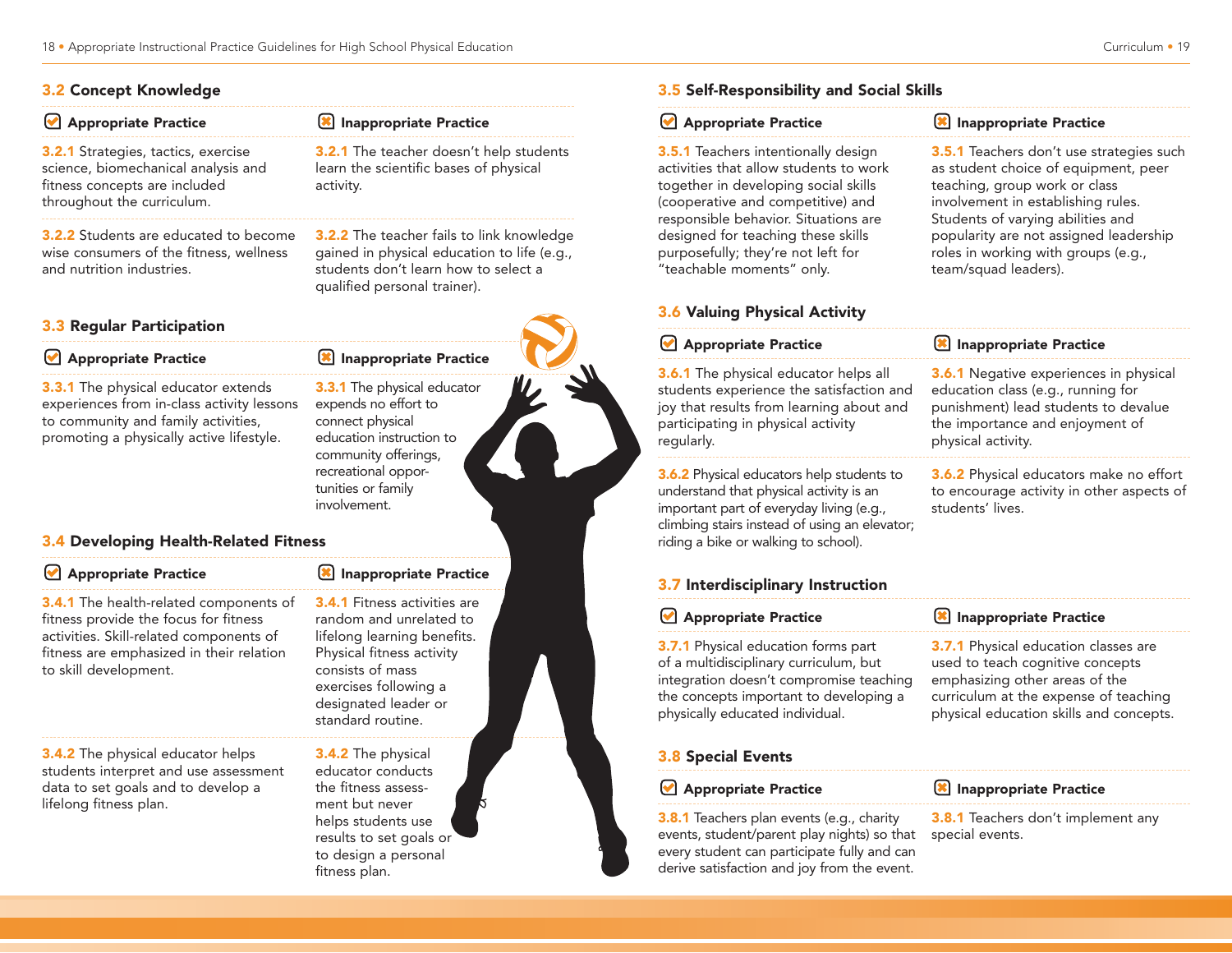## 3.2 Concept Knowledge

| Appropriate Practice | Inappropriate Practice |
| --- | --- |
| **3.2.1** Strategies, tactics, exercise science, biomechanical analysis and fitness concepts are included throughout the curriculum. | **3.2.1** The teacher doesn't help students learn the scientific bases of physical activity. |
| **3.2.2** Students are educated to become wise consumers of the fitness, wellness and nutrition industries. | **3.2.2** The teacher fails to link knowledge gained in physical education to life (e.g., students don't learn how to select a qualified personal trainer). |

## 3.3 Regular Participation

| Appropriate Practice | Inappropriate Practice |
| --- | --- |
| **3.3.1** The physical educator extends experiences from in-class activity lessons to community and family activities, promoting a physically active lifestyle. | **3.3.1** The physical educator expends no effort to connect physical education instruction to community offerings, recreational opportunities or family involvement. |

## 3.4 Developing Health-Related Fitness

| Appropriate Practice | Inappropriate Practice |
| --- | --- |
| **3.4.1** The health-related components of fitness provide the focus for fitness activities. Skill-related components of fitness are emphasized in their relation to skill development. | **3.4.1** Fitness activities are random and unrelated to lifelong learning benefits. Physical fitness activity consists of mass exercises following a designated leader or standard routine. |
| **3.4.2** The physical educator helps students interpret and use assessment data to set goals and to develop a lifelong fitness plan. | **3.4.2** The physical educator conducts the fitness assessment but never helps students use results to set goals or to design a personal fitness plan. |

## 3.5 Self-Responsibility and Social Skills

| Appropriate Practice | Inappropriate Practice |
| --- | --- |
| **3.5.1** Teachers intentionally design activities that allow students to work together in developing social skills (cooperative and competitive) and responsible behavior. Situations are designed for teaching these skills purposefully; they're not left for "teachable moments" only. | **3.5.1** Teachers don't use strategies such as student choice of equipment, peer teaching, group work or class involvement in establishing rules. Students of varying abilities and popularity are not assigned leadership roles in working with groups (e.g., team/squad leaders). |

## 3.6 Valuing Physical Activity

| Appropriate Practice | Inappropriate Practice |
| --- | --- |
| **3.6.1** The physical educator helps all students experience the satisfaction and joy that results from learning about and participating in physical activity regularly. | **3.6.1** Negative experiences in physical education class (e.g., running for punishment) lead students to devalue the importance and enjoyment of physical activity. |
| **3.6.2** Physical educators help students to understand that physical activity is an important part of everyday living (e.g., climbing stairs instead of using an elevator; riding a bike or walking to school). | **3.6.2** Physical educators make no effort to encourage activity in other aspects of students' lives. |

## 3.7 Interdisciplinary Instruction

| Appropriate Practice | Inappropriate Practice |
| --- | --- |
| **3.7.1** Physical education forms part of a multidisciplinary curriculum, but integration doesn't compromise teaching the concepts important to developing a physically educated individual. | **3.7.1** Physical education classes are used to teach cognitive concepts emphasizing other areas of the curriculum at the expense of teaching physical education skills and concepts. |

## 3.8 Special Events

| Appropriate Practice | Inappropriate Practice |
| --- | --- |
| **3.8.1** Teachers plan events (e.g., charity events, student/parent play nights) so that every student can participate fully and can derive satisfaction and joy from the event. | **3.8.1** Teachers don't implement any special events. |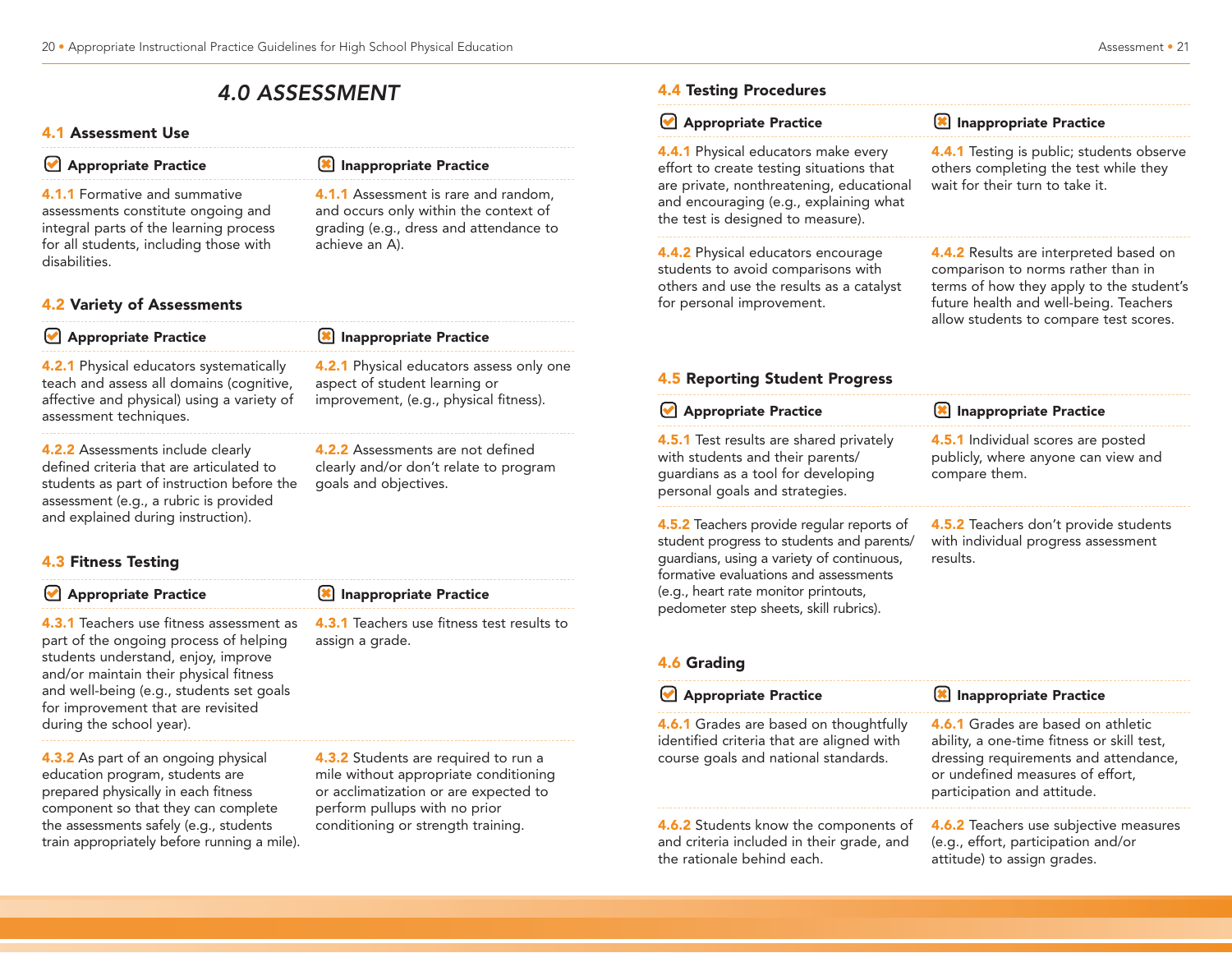# 4.0 ASSESSMENT

## 4.1 Assessment Use

| Appropriate Practice | Inappropriate Practice |
| --- | --- |
| 4.1.1 Formative and summative assessments constitute ongoing and integral parts of the learning process for all students, including those with disabilities. | 4.1.1 Assessment is rare and random, and occurs only within the context of grading (e.g., dress and attendance to achieve an A). |

## 4.2 Variety of Assessments

| Appropriate Practice | Inappropriate Practice |
| --- | --- |
| 4.2.1 Physical educators systematically teach and assess all domains (cognitive, affective and physical) using a variety of assessment techniques. | 4.2.1 Physical educators assess only one aspect of student learning or improvement, (e.g., physical fitness). |
| 4.2.2 Assessments include clearly defined criteria that are articulated to students as part of instruction before the assessment (e.g., a rubric is provided and explained during instruction). | 4.2.2 Assessments are not defined clearly and/or don't relate to program goals and objectives. |

## 4.3 Fitness Testing

| Appropriate Practice | Inappropriate Practice |
| --- | --- |
| 4.3.1 Teachers use fitness assessment as part of the ongoing process of helping students understand, enjoy, improve and/or maintain their physical fitness and well-being (e.g., students set goals for improvement that are revisited during the school year). | 4.3.1 Teachers use fitness test results to assign a grade. |
| 4.3.2 As part of an ongoing physical education program, students are prepared physically in each fitness component so that they can complete the assessments safely (e.g., students train appropriately before running a mile). | 4.3.2 Students are required to run a mile without appropriate conditioning or acclimatization or are expected to perform pullups with no prior conditioning or strength training. |

## 4.4 Testing Procedures

| Appropriate Practice | Inappropriate Practice |
| --- | --- |
| 4.4.1 Physical educators make every effort to create testing situations that are private, nonthreatening, educational and encouraging (e.g., explaining what the test is designed to measure). | 4.4.1 Testing is public; students observe others completing the test while they wait for their turn to take it. |
| 4.4.2 Physical educators encourage students to avoid comparisons with others and use the results as a catalyst for personal improvement. | 4.4.2 Results are interpreted based on comparison to norms rather than in terms of how they apply to the student's future health and well-being. Teachers allow students to compare test scores. |

## 4.5 Reporting Student Progress

| Appropriate Practice | Inappropriate Practice |
| --- | --- |
| 4.5.1 Test results are shared privately with students and their parents/guardians as a tool for developing personal goals and strategies. | 4.5.1 Individual scores are posted publicly, where anyone can view and compare them. |
| 4.5.2 Teachers provide regular reports of student progress to students and parents/guardians, using a variety of continuous, formative evaluations and assessments (e.g., heart rate monitor printouts, pedometer step sheets, skill rubrics). | 4.5.2 Teachers don't provide students with individual progress assessment results. |

## 4.6 Grading

| Appropriate Practice | Inappropriate Practice |
| --- | --- |
| 4.6.1 Grades are based on thoughtfully identified criteria that are aligned with course goals and national standards. | 4.6.1 Grades are based on athletic ability, a one-time fitness or skill test, dressing requirements and attendance, or undefined measures of effort, participation and attitude. |
| 4.6.2 Students know the components of and criteria included in their grade, and the rationale behind each. | 4.6.2 Teachers use subjective measures (e.g., effort, participation and/or attitude) to assign grades. |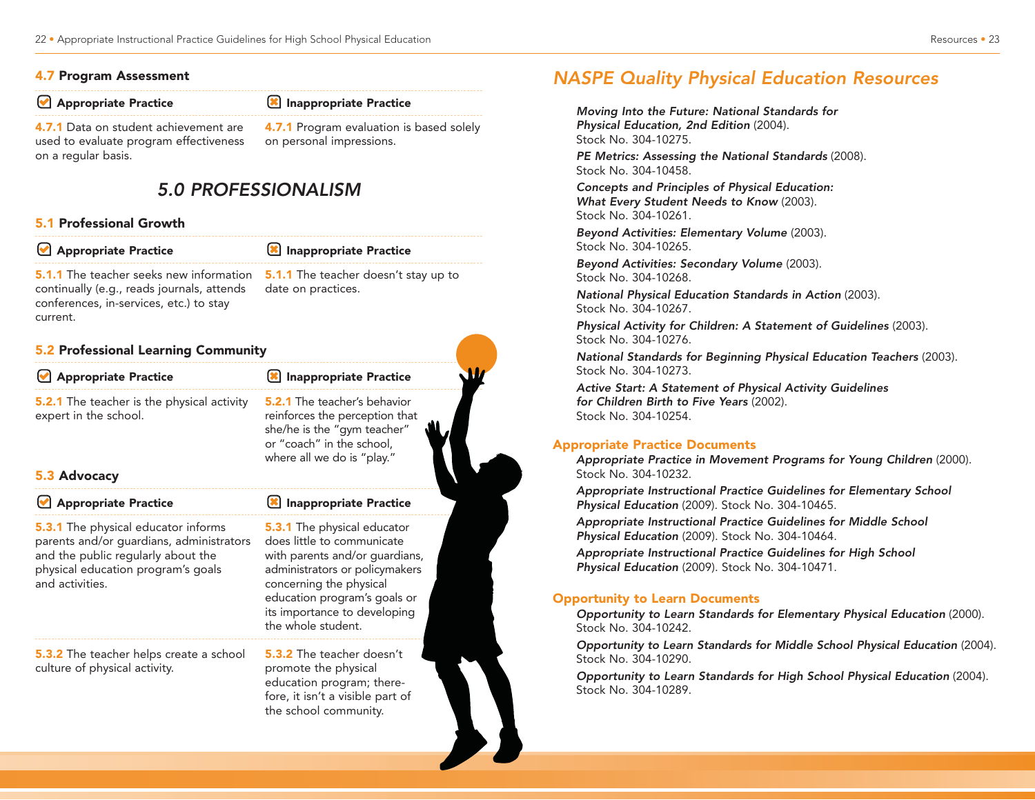## 4.7 Program Assessment

| Appropriate Practice | Inappropriate Practice |
| --- | --- |
| 4.7.1 Data on student achievement are used to evaluate program effectiveness on a regular basis. | 4.7.1 Program evaluation is based solely on personal impressions. |

# *5.0 PROFESSIONALISM*

## 5.1 Professional Growth

| Appropriate Practice | Inappropriate Practice |
| --- | --- |
| 5.1.1 The teacher seeks new information continually (e.g., reads journals, attends conferences, in-services, etc.) to stay current. | 5.1.1 The teacher doesn't stay up to date on practices. |

## 5.2 Professional Learning Community

| Appropriate Practice | Inappropriate Practice |
| --- | --- |
| 5.2.1 The teacher is the physical activity expert in the school. | 5.2.1 The teacher's behavior reinforces the perception that she/he is the "gym teacher" or "coach" in the school, where all we do is "play." |

## 5.3 Advocacy

| Appropriate Practice | Inappropriate Practice |
| --- | --- |
| 5.3.1 The physical educator informs parents and/or guardians, administrators and the public regularly about the physical education program's goals and activities. | 5.3.1 The physical educator does little to communicate with parents and/or guardians, administrators or policymakers concerning the physical education program's goals or its importance to developing the whole student. |
| 5.3.2 The teacher helps create a school culture of physical activity. | 5.3.2 The teacher doesn't promote the physical education program; therefore, it isn't a visible part of the school community. |

# *NASPE Quality Physical Education Resources*

*Moving Into the Future: National Standards for Physical Education, 2nd Edition* (2004). Stock No. 304-10275.

*PE Metrics: Assessing the National Standards* (2008). Stock No. 304-10458.

*Concepts and Principles of Physical Education: What Every Student Needs to Know* (2003). Stock No. 304-10261.

*Beyond Activities: Elementary Volume* (2003). Stock No. 304-10265.

*Beyond Activities: Secondary Volume* (2003). Stock No. 304-10268.

*National Physical Education Standards in Action* (2003). Stock No. 304-10267.

*Physical Activity for Children: A Statement of Guidelines* (2003). Stock No. 304-10276.

*National Standards for Beginning Physical Education Teachers* (2003). Stock No. 304-10273.

*Active Start: A Statement of Physical Activity Guidelines for Children Birth to Five Years* (2002). Stock No. 304-10254.

## Appropriate Practice Documents

*Appropriate Practice in Movement Programs for Young Children* (2000). Stock No. 304-10232.

*Appropriate Instructional Practice Guidelines for Elementary School Physical Education* (2009). Stock No. 304-10465.

*Appropriate Instructional Practice Guidelines for Middle School Physical Education* (2009). Stock No. 304-10464.

*Appropriate Instructional Practice Guidelines for High School Physical Education* (2009). Stock No. 304-10471.

## Opportunity to Learn Documents

*Opportunity to Learn Standards for Elementary Physical Education* (2000). Stock No. 304-10242.

*Opportunity to Learn Standards for Middle School Physical Education* (2004). Stock No. 304-10290.

*Opportunity to Learn Standards for High School Physical Education* (2004). Stock No. 304-10289.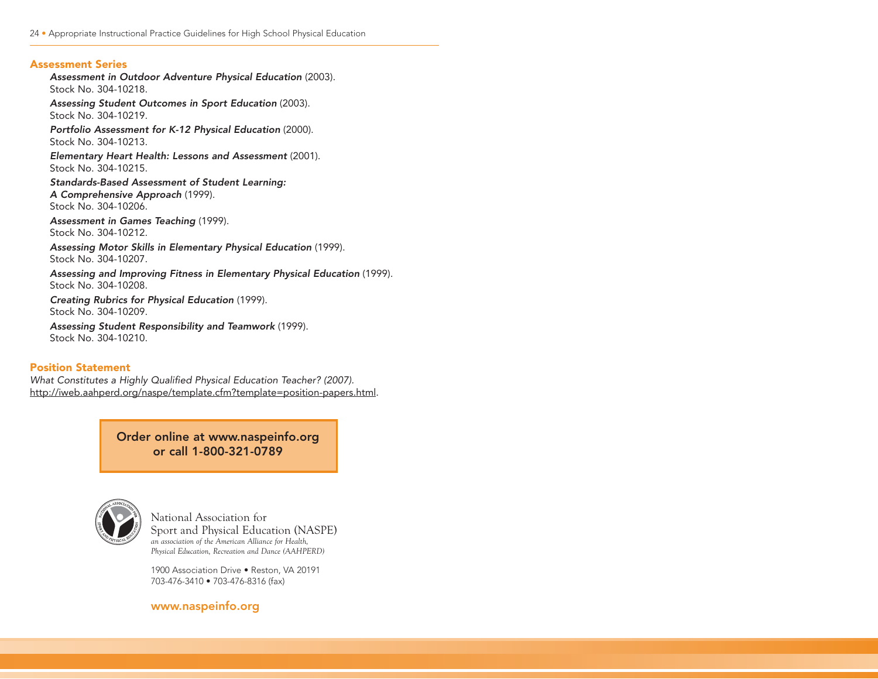## Assessment Series

***Assessment in Outdoor Adventure Physical Education*** (2003). Stock No. 304-10218.

***Assessing Student Outcomes in Sport Education*** (2003). Stock No. 304-10219.

***Portfolio Assessment for K-12 Physical Education*** (2000). Stock No. 304-10213.

***Elementary Heart Health: Lessons and Assessment*** (2001). Stock No. 304-10215.

***Standards-Based Assessment of Student Learning: A Comprehensive Approach*** (1999). Stock No. 304-10206.

***Assessment in Games Teaching*** (1999). Stock No. 304-10212.

***Assessing Motor Skills in Elementary Physical Education*** (1999). Stock No. 304-10207.

***Assessing and Improving Fitness in Elementary Physical Education*** (1999). Stock No. 304-10208.

***Creating Rubrics for Physical Education*** (1999). Stock No. 304-10209.

***Assessing Student Responsibility and Teamwork*** (1999). Stock No. 304-10210.

## Position Statement

*What Constitutes a Highly Qualified Physical Education Teacher? (2007).* http://iweb.aahperd.org/naspe/template.cfm?template=position-papers.html.

**Order online at www.naspeinfo.org or call 1-800-321-0789**

National Association for Sport and Physical Education (NASPE)
*an association of the American Alliance for Health, Physical Education, Recreation and Dance (AAHPERD)*

1900 Association Drive • Reston, VA 20191
703-476-3410 • 703-476-8316 (fax)

www.naspeinfo.org